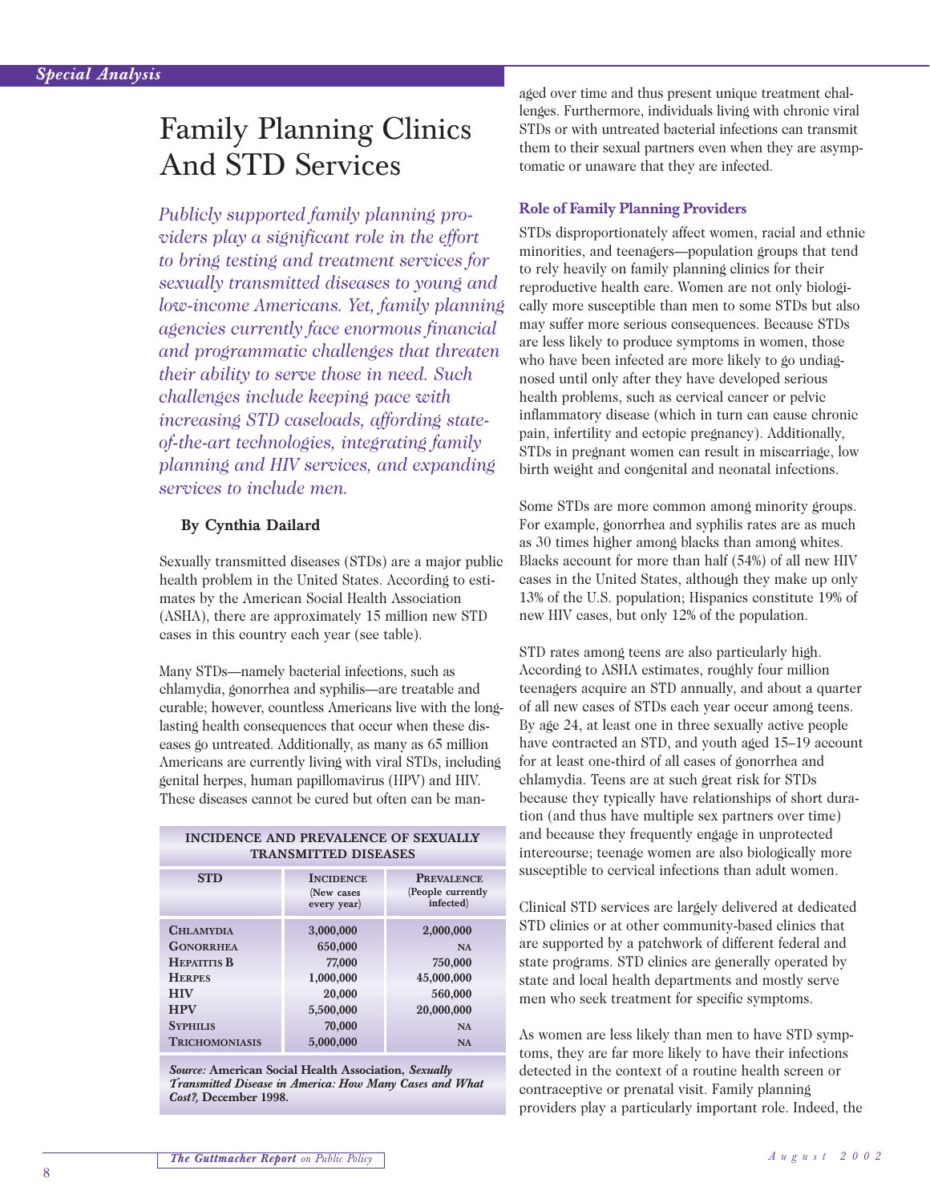*Special Analysis*

# Family Planning Clinics And STD Services

*Publicly supported family planning providers play a significant role in the effort to bring testing and treatment services for sexually transmitted diseases to young and low-income Americans. Yet, family planning agencies currently face enormous financial and programmatic challenges that threaten their ability to serve those in need. Such challenges include keeping pace with increasing STD caseloads, affording state-of-the-art technologies, integrating family planning and HIV services, and expanding services to include men.*

**By Cynthia Dailard**

Sexually transmitted diseases (STDs) are a major public health problem in the United States. According to estimates by the American Social Health Association (ASHA), there are approximately 15 million new STD cases in this country each year (see table).

Many STDs—namely bacterial infections, such as chlamydia, gonorrhea and syphilis—are treatable and curable; however, countless Americans live with the long-lasting health consequences that occur when these diseases go untreated. Additionally, as many as 65 million Americans are currently living with viral STDs, including genital herpes, human papillomavirus (HPV) and HIV. These diseases cannot be cured but often can be managed over time and thus present unique treatment challenges. Furthermore, individuals living with chronic viral STDs or with untreated bacterial infections can transmit them to their sexual partners even when they are asymptomatic or unaware that they are infected.

**INCIDENCE AND PREVALENCE OF SEXUALLY TRANSMITTED DISEASES**

| STD | Incidence (New cases every year) | Prevalence (People currently infected) |
|---|---|---|
| Chlamydia | 3,000,000 | 2,000,000 |
| Gonorrhea | 650,000 | NA |
| Hepatitis B | 77,000 | 750,000 |
| Herpes | 1,000,000 | 45,000,000 |
| HIV | 20,000 | 560,000 |
| HPV | 5,500,000 | 20,000,000 |
| Syphilis | 70,000 | NA |
| Trichomoniasis | 5,000,000 | NA |

*Source:* American Social Health Association, *Sexually Transmitted Disease in America: How Many Cases and What Cost?,* December 1998.

### Role of Family Planning Providers

STDs disproportionately affect women, racial and ethnic minorities, and teenagers—population groups that tend to rely heavily on family planning clinics for their reproductive health care. Women are not only biologically more susceptible than men to some STDs but also may suffer more serious consequences. Because STDs are less likely to produce symptoms in women, those who have been infected are more likely to go undiagnosed until only after they have developed serious health problems, such as cervical cancer or pelvic inflammatory disease (which in turn can cause chronic pain, infertility and ectopic pregnancy). Additionally, STDs in pregnant women can result in miscarriage, low birth weight and congenital and neonatal infections.

Some STDs are more common among minority groups. For example, gonorrhea and syphilis rates are as much as 30 times higher among blacks than among whites. Blacks account for more than half (54%) of all new HIV cases in the United States, although they make up only 13% of the U.S. population; Hispanics constitute 19% of new HIV cases, but only 12% of the population.

STD rates among teens are also particularly high. According to ASHA estimates, roughly four million teenagers acquire an STD annually, and about a quarter of all new cases of STDs each year occur among teens. By age 24, at least one in three sexually active people have contracted an STD, and youth aged 15–19 account for at least one-third of all cases of gonorrhea and chlamydia. Teens are at such great risk for STDs because they typically have relationships of short duration (and thus have multiple sex partners over time) and because they frequently engage in unprotected intercourse; teenage women are also biologically more susceptible to cervical infections than adult women.

Clinical STD services are largely delivered at dedicated STD clinics or at other community-based clinics that are supported by a patchwork of different federal and state programs. STD clinics are generally operated by state and local health departments and mostly serve men who seek treatment for specific symptoms.

As women are less likely than men to have STD symptoms, they are far more likely to have their infections detected in the context of a routine health screen or contraceptive or prenatal visit. Family planning providers play a particularly important role. Indeed, the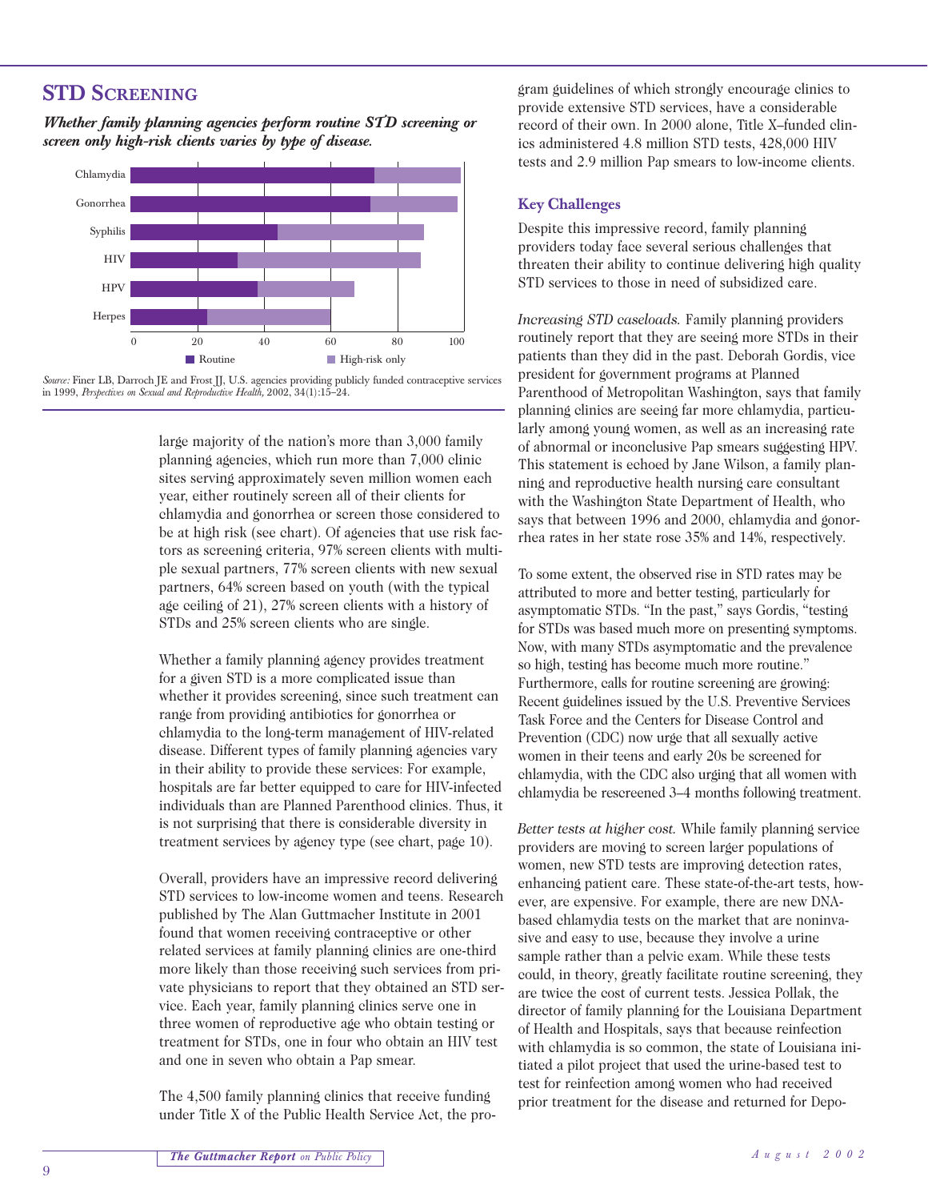## STD Screening

***Whether family planning agencies perform routine STD screening or screen only high-risk clients varies by type of disease.***

| | Routine | High-risk only |
|---|---|---|
| Chlamydia | 73 | 26 |
| Gonorrhea | 72 | 26 |
| Syphilis | 44 | 44 |
| HIV | 32 | 55 |
| HPV | 38 | 29 |
| Herpes | 23 | 37 |

*Source:* Finer LB, Darroch JE and Frost JJ, U.S. agencies providing publicly funded contraceptive services in 1999, *Perspectives on Sexual and Reproductive Health,* 2002, 34(1):15–24.

large majority of the nation's more than 3,000 family planning agencies, which run more than 7,000 clinic sites serving approximately seven million women each year, either routinely screen all of their clients for chlamydia and gonorrhea or screen those considered to be at high risk (see chart). Of agencies that use risk factors as screening criteria, 97% screen clients with multiple sexual partners, 77% screen clients with new sexual partners, 64% screen based on youth (with the typical age ceiling of 21), 27% screen clients with a history of STDs and 25% screen clients who are single.

Whether a family planning agency provides treatment for a given STD is a more complicated issue than whether it provides screening, since such treatment can range from providing antibiotics for gonorrhea or chlamydia to the long-term management of HIV-related disease. Different types of family planning agencies vary in their ability to provide these services: For example, hospitals are far better equipped to care for HIV-infected individuals than are Planned Parenthood clinics. Thus, it is not surprising that there is considerable diversity in treatment services by agency type (see chart, page 10).

Overall, providers have an impressive record delivering STD services to low-income women and teens. Research published by The Alan Guttmacher Institute in 2001 found that women receiving contraceptive or other related services at family planning clinics are one-third more likely than those receiving such services from private physicians to report that they obtained an STD service. Each year, family planning clinics serve one in three women of reproductive age who obtain testing or treatment for STDs, one in four who obtain an HIV test and one in seven who obtain a Pap smear.

The 4,500 family planning clinics that receive funding under Title X of the Public Health Service Act, the program guidelines of which strongly encourage clinics to provide extensive STD services, have a considerable record of their own. In 2000 alone, Title X–funded clinics administered 4.8 million STD tests, 428,000 HIV tests and 2.9 million Pap smears to low-income clients.

### Key Challenges

Despite this impressive record, family planning providers today face several serious challenges that threaten their ability to continue delivering high quality STD services to those in need of subsidized care.

*Increasing STD caseloads.* Family planning providers routinely report that they are seeing more STDs in their patients than they did in the past. Deborah Gordis, vice president for government programs at Planned Parenthood of Metropolitan Washington, says that family planning clinics are seeing far more chlamydia, particularly among young women, as well as an increasing rate of abnormal or inconclusive Pap smears suggesting HPV. This statement is echoed by Jane Wilson, a family planning and reproductive health nursing care consultant with the Washington State Department of Health, who says that between 1996 and 2000, chlamydia and gonorrhea rates in her state rose 35% and 14%, respectively.

To some extent, the observed rise in STD rates may be attributed to more and better testing, particularly for asymptomatic STDs. "In the past," says Gordis, "testing for STDs was based much more on presenting symptoms. Now, with many STDs asymptomatic and the prevalence so high, testing has become much more routine." Furthermore, calls for routine screening are growing: Recent guidelines issued by the U.S. Preventive Services Task Force and the Centers for Disease Control and Prevention (CDC) now urge that all sexually active women in their teens and early 20s be screened for chlamydia, with the CDC also urging that all women with chlamydia be rescreened 3–4 months following treatment.

*Better tests at higher cost.* While family planning service providers are moving to screen larger populations of women, new STD tests are improving detection rates, enhancing patient care. These state-of-the-art tests, however, are expensive. For example, there are new DNA-based chlamydia tests on the market that are noninvasive and easy to use, because they involve a urine sample rather than a pelvic exam. While these tests could, in theory, greatly facilitate routine screening, they are twice the cost of current tests. Jessica Pollak, the director of family planning for the Louisiana Department of Health and Hospitals, says that because reinfection with chlamydia is so common, the state of Louisiana initiated a pilot project that used the urine-based test to test for reinfection among women who had received prior treatment for the disease and returned for Depo-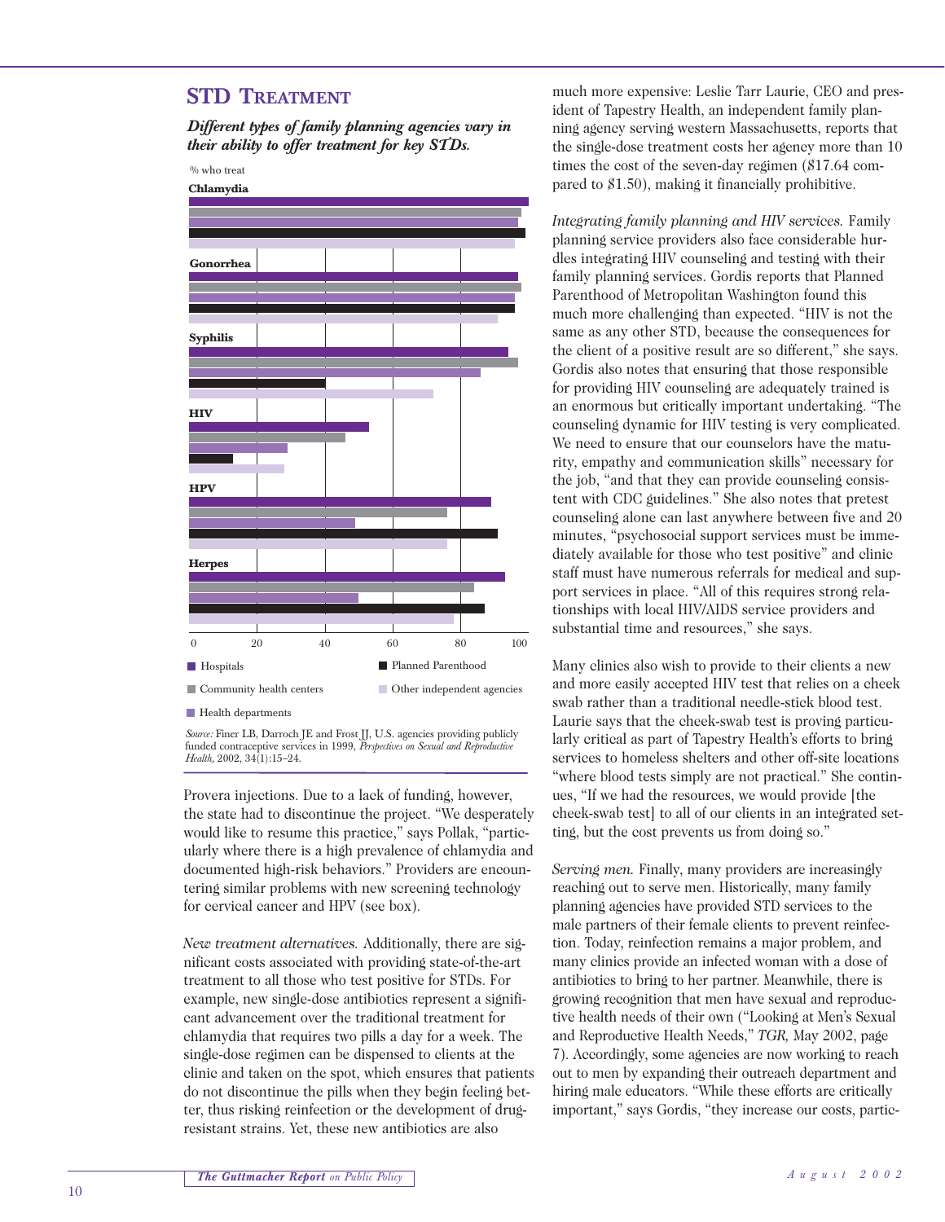## STD Treatment

***Different types of family planning agencies vary in their ability to offer treatment for key STDs.***

% who treat

Chlamydia

Gonorrhea

Syphilis

HIV

HPV

Herpes

0 20 40 60 80 100

■ Hospitals ■ Planned Parenthood

■ Community health centers ■ Other independent agencies

■ Health departments

*Source:* Finer LB, Darroch JE and Frost JJ, U.S. agencies providing publicly funded contraceptive services in 1999, *Perspectives on Sexual and Reproductive Health,* 2002, 34(1):15–24.

Provera injections. Due to a lack of funding, however, the state had to discontinue the project. "We desperately would like to resume this practice," says Pollak, "particularly where there is a high prevalence of chlamydia and documented high-risk behaviors." Providers are encountering similar problems with new screening technology for cervical cancer and HPV (see box).

*New treatment alternatives.* Additionally, there are significant costs associated with providing state-of-the-art treatment to all those who test positive for STDs. For example, new single-dose antibiotics represent a significant advancement over the traditional treatment for chlamydia that requires two pills a day for a week. The single-dose regimen can be dispensed to clients at the clinic and taken on the spot, which ensures that patients do not discontinue the pills when they begin feeling better, thus risking reinfection or the development of drug-resistant strains. Yet, these new antibiotics are also much more expensive: Leslie Tarr Laurie, CEO and president of Tapestry Health, an independent family planning agency serving western Massachusetts, reports that the single-dose treatment costs her agency more than 10 times the cost of the seven-day regimen ($17.64 compared to $1.50), making it financially prohibitive.

*Integrating family planning and HIV services.* Family planning service providers also face considerable hurdles integrating HIV counseling and testing with their family planning services. Gordis reports that Planned Parenthood of Metropolitan Washington found this much more challenging than expected. "HIV is not the same as any other STD, because the consequences for the client of a positive result are so different," she says. Gordis also notes that ensuring that those responsible for providing HIV counseling are adequately trained is an enormous but critically important undertaking. "The counseling dynamic for HIV testing is very complicated. We need to ensure that our counselors have the maturity, empathy and communication skills" necessary for the job, "and that they can provide counseling consistent with CDC guidelines." She also notes that pretest counseling alone can last anywhere between five and 20 minutes, "psychosocial support services must be immediately available for those who test positive" and clinic staff must have numerous referrals for medical and support services in place. "All of this requires strong relationships with local HIV/AIDS service providers and substantial time and resources," she says.

Many clinics also wish to provide to their clients a new and more easily accepted HIV test that relies on a cheek swab rather than a traditional needle-stick blood test. Laurie says that the cheek-swab test is proving particularly critical as part of Tapestry Health's efforts to bring services to homeless shelters and other off-site locations "where blood tests simply are not practical." She continues, "If we had the resources, we would provide [the cheek-swab test] to all of our clients in an integrated setting, but the cost prevents us from doing so."

*Serving men.* Finally, many providers are increasingly reaching out to serve men. Historically, many family planning agencies have provided STD services to the male partners of their female clients to prevent reinfection. Today, reinfection remains a major problem, and many clinics provide an infected woman with a dose of antibiotics to bring to her partner. Meanwhile, there is growing recognition that men have sexual and reproductive health needs of their own ("Looking at Men's Sexual and Reproductive Health Needs," *TGR,* May 2002, page 7). Accordingly, some agencies are now working to reach out to men by expanding their outreach department and hiring male educators. "While these efforts are critically important," says Gordis, "they increase our costs, partic-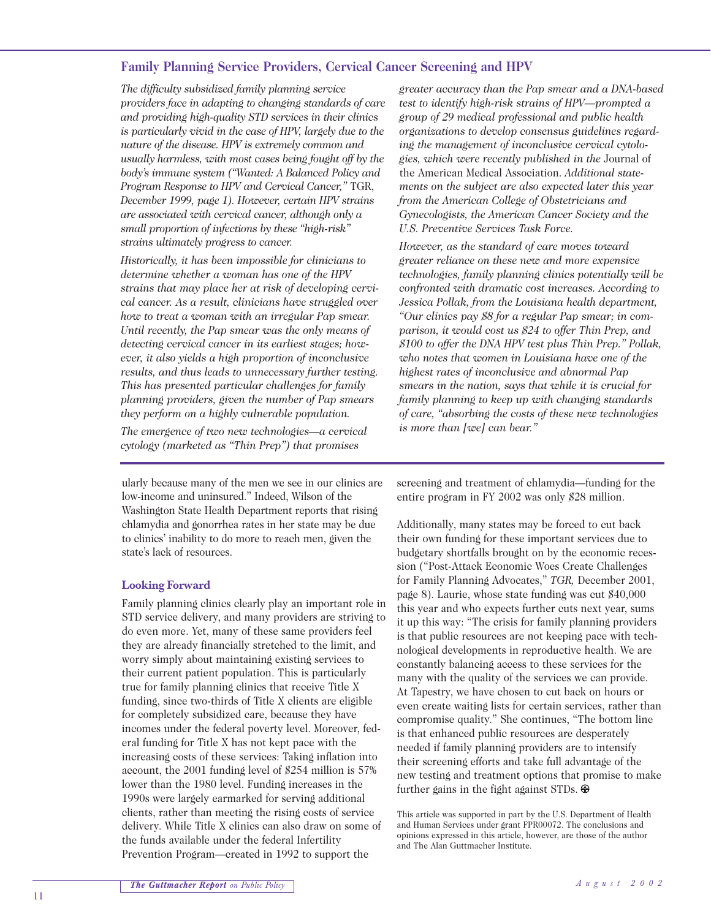## Family Planning Service Providers, Cervical Cancer Screening and HPV

*The difficulty subsidized family planning service providers face in adapting to changing standards of care and providing high-quality STD services in their clinics is particularly vivid in the case of HPV, largely due to the nature of the disease. HPV is extremely common and usually harmless, with most cases being fought off by the body's immune system ("Wanted: A Balanced Policy and Program Response to HPV and Cervical Cancer,"* TGR, *December 1999, page 1). However, certain HPV strains are associated with cervical cancer, although only a small proportion of infections by these "high-risk" strains ultimately progress to cancer.*

*Historically, it has been impossible for clinicians to determine whether a woman has one of the HPV strains that may place her at risk of developing cervical cancer. As a result, clinicians have struggled over how to treat a woman with an irregular Pap smear. Until recently, the Pap smear was the only means of detecting cervical cancer in its earliest stages; however, it also yields a high proportion of inconclusive results, and thus leads to unnecessary further testing. This has presented particular challenges for family planning providers, given the number of Pap smears they perform on a highly vulnerable population.*

*The emergence of two new technologies—a cervical cytology (marketed as "Thin Prep") that promises greater accuracy than the Pap smear and a DNA-based test to identify high-risk strains of HPV—prompted a group of 29 medical professional and public health organizations to develop consensus guidelines regarding the management of inconclusive cervical cytologies, which were recently published in the* Journal of the American Medical Association. *Additional statements on the subject are also expected later this year from the American College of Obstetricians and Gynecologists, the American Cancer Society and the U.S. Preventive Services Task Force.*

*However, as the standard of care moves toward greater reliance on these new and more expensive technologies, family planning clinics potentially will be confronted with dramatic cost increases. According to Jessica Pollak, from the Louisiana health department, "Our clinics pay $8 for a regular Pap smear; in comparison, it would cost us $24 to offer Thin Prep, and $100 to offer the DNA HPV test plus Thin Prep." Pollak, who notes that women in Louisiana have one of the highest rates of inconclusive and abnormal Pap smears in the nation, says that while it is crucial for family planning to keep up with changing standards of care, "absorbing the costs of these new technologies is more than [we] can bear."*

---

ularly because many of the men we see in our clinics are low-income and uninsured." Indeed, Wilson of the Washington State Health Department reports that rising chlamydia and gonorrhea rates in her state may be due to clinics' inability to do more to reach men, given the state's lack of resources.

### Looking Forward

Family planning clinics clearly play an important role in STD service delivery, and many providers are striving to do even more. Yet, many of these same providers feel they are already financially stretched to the limit, and worry simply about maintaining existing services to their current patient population. This is particularly true for family planning clinics that receive Title X funding, since two-thirds of Title X clients are eligible for completely subsidized care, because they have incomes under the federal poverty level. Moreover, federal funding for Title X has not kept pace with the increasing costs of these services: Taking inflation into account, the 2001 funding level of $254 million is 57% lower than the 1980 level. Funding increases in the 1990s were largely earmarked for serving additional clients, rather than meeting the rising costs of service delivery. While Title X clinics can also draw on some of the funds available under the federal Infertility Prevention Program—created in 1992 to support the screening and treatment of chlamydia—funding for the entire program in FY 2002 was only $28 million.

Additionally, many states may be forced to cut back their own funding for these important services due to budgetary shortfalls brought on by the economic recession ("Post-Attack Economic Woes Create Challenges for Family Planning Advocates," *TGR,* December 2001, page 8). Laurie, whose state funding was cut $40,000 this year and who expects further cuts next year, sums it up this way: "The crisis for family planning providers is that public resources are not keeping pace with technological developments in reproductive health. We are constantly balancing access to these services for the many with the quality of the services we can provide. At Tapestry, we have chosen to cut back on hours or even create waiting lists for certain services, rather than compromise quality." She continues, "The bottom line is that enhanced public resources are desperately needed if family planning providers are to intensify their screening efforts and take full advantage of the new testing and treatment options that promise to make further gains in the fight against STDs.

This article was supported in part by the U.S. Department of Health and Human Services under grant FPR00072. The conclusions and opinions expressed in this article, however, are those of the author and The Alan Guttmacher Institute.